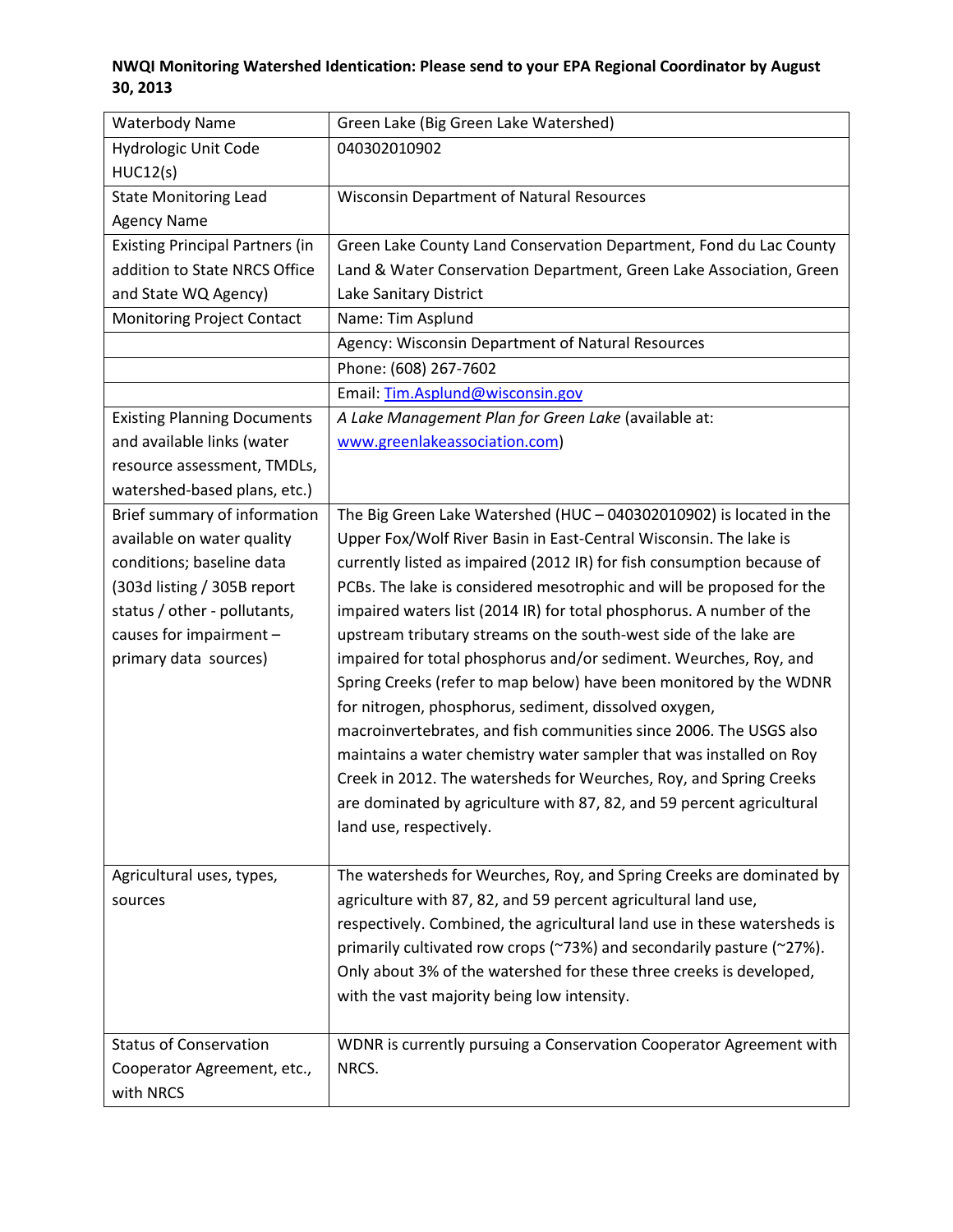**NWQI Monitoring Watershed Identication: Please send to your EPA Regional Coordinator by August 30, 2013**

| | |
|---|---|
| Waterbody Name | Green Lake (Big Green Lake Watershed) |
| Hydrologic Unit Code HUC12(s) | 040302010902 |
| State Monitoring Lead Agency Name | Wisconsin Department of Natural Resources |
| Existing Principal Partners (in addition to State NRCS Office and State WQ Agency) | Green Lake County Land Conservation Department, Fond du Lac County Land & Water Conservation Department, Green Lake Association, Green Lake Sanitary District |
| Monitoring Project Contact | Name: Tim Asplund |
| | Agency: Wisconsin Department of Natural Resources |
| | Phone: (608) 267-7602 |
| | Email: Tim.Asplund@wisconsin.gov |
| Existing Planning Documents and available links (water resource assessment, TMDLs, watershed-based plans, etc.) | *A Lake Management Plan for Green Lake* (available at: www.greenlakeassociation.com) |
| Brief summary of information available on water quality conditions; baseline data (303d listing / 305B report status / other - pollutants, causes for impairment – primary data sources) | The Big Green Lake Watershed (HUC – 040302010902) is located in the Upper Fox/Wolf River Basin in East-Central Wisconsin. The lake is currently listed as impaired (2012 IR) for fish consumption because of PCBs. The lake is considered mesotrophic and will be proposed for the impaired waters list (2014 IR) for total phosphorus. A number of the upstream tributary streams on the south-west side of the lake are impaired for total phosphorus and/or sediment. Weurches, Roy, and Spring Creeks (refer to map below) have been monitored by the WDNR for nitrogen, phosphorus, sediment, dissolved oxygen, macroinvertebrates, and fish communities since 2006. The USGS also maintains a water chemistry water sampler that was installed on Roy Creek in 2012. The watersheds for Weurches, Roy, and Spring Creeks are dominated by agriculture with 87, 82, and 59 percent agricultural land use, respectively. |
| Agricultural uses, types, sources | The watersheds for Weurches, Roy, and Spring Creeks are dominated by agriculture with 87, 82, and 59 percent agricultural land use, respectively. Combined, the agricultural land use in these watersheds is primarily cultivated row crops (~73%) and secondarily pasture (~27%). Only about 3% of the watershed for these three creeks is developed, with the vast majority being low intensity. |
| Status of Conservation Cooperator Agreement, etc., with NRCS | WDNR is currently pursuing a Conservation Cooperator Agreement with NRCS. |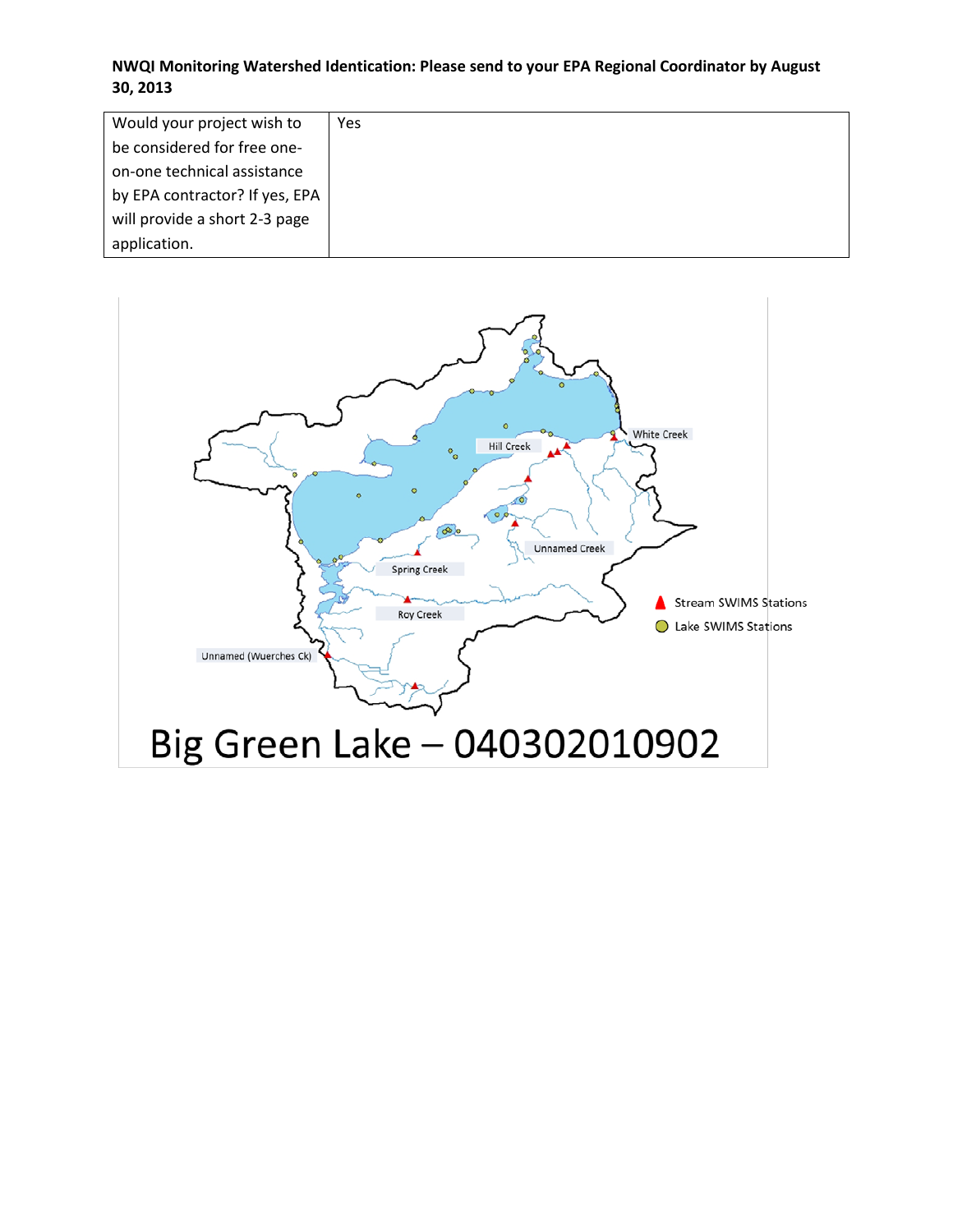**NWQI Monitoring Watershed Identication: Please send to your EPA Regional Coordinator by August 30, 2013**

| | |
|---|---|
| Would your project wish to be considered for free one-on-one technical assistance by EPA contractor? If yes, EPA will provide a short 2-3 page application. | Yes |

White Creek
Hill Creek
Unnamed Creek
Spring Creek
Roy Creek
Unnamed (Wuerches Ck)
Stream SWIMS Stations
Lake SWIMS Stations

Big Green Lake – 040302010902